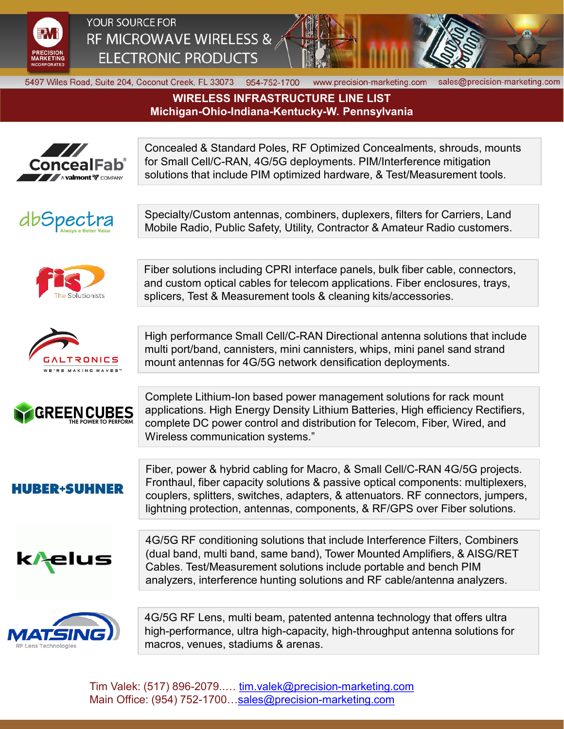PRECISION MARKETING INCORPORATED

YOUR SOURCE FOR
RF MICROWAVE WIRELESS & ELECTRONIC PRODUCTS

5497 Wiles Road, Suite 204, Coconut Creek, FL 33073 | 954-752-1700 | www.precision-marketing.com | sales@precision-marketing.com

# WIRELESS INFRASTRUCTURE LINE LIST
## Michigan-Ohio-Indiana-Kentucky-W. Pennsylvania

| Manufacturer | Products |
| --- | --- |
| ConcealFab (A valmont COMPANY) | Concealed & Standard Poles, RF Optimized Concealments, shrouds, mounts for Small Cell/C-RAN, 4G/5G deployments. PIM/Interference mitigation solutions that include PIM optimized hardware, & Test/Measurement tools. |
| dbSpectra (Always a Better Value) | Specialty/Custom antennas, combiners, duplexers, filters for Carriers, Land Mobile Radio, Public Safety, Utility, Contractor & Amateur Radio customers. |
| fis (The Solutionists) | Fiber solutions including CPRI interface panels, bulk fiber cable, connectors, and custom optical cables for telecom applications. Fiber enclosures, trays, splicers, Test & Measurement tools & cleaning kits/accessories. |
| GALTRONICS (WE'RE MAKING WAVES™) | High performance Small Cell/C-RAN Directional antenna solutions that include multi port/band, cannisters, mini cannisters, whips, mini panel sand strand mount antennas for 4G/5G network densification deployments. |
| GREEN CUBES (THE POWER TO PERFORM) | Complete Lithium-Ion based power management solutions for rack mount applications. High Energy Density Lithium Batteries, High efficiency Rectifiers, complete DC power control and distribution for Telecom, Fiber, Wired, and Wireless communication systems." |
| HUBER+SUHNER | Fiber, power & hybrid cabling for Macro, & Small Cell/C-RAN 4G/5G projects. Fronthaul, fiber capacity solutions & passive optical components: multiplexers, couplers, splitters, switches, adapters, & attenuators. RF connectors, jumpers, lightning protection, antennas, components, & RF/GPS over Fiber solutions. |
| kaelus | 4G/5G RF conditioning solutions that include Interference Filters, Combiners (dual band, multi band, same band), Tower Mounted Amplifiers, & AISG/RET Cables. Test/Measurement solutions include portable and bench PIM analyzers, interference hunting solutions and RF cable/antenna analyzers. |
| MATSING (RF Lens Technologies) | 4G/5G RF Lens, multi beam, patented antenna technology that offers ultra high-performance, ultra high-capacity, high-throughput antenna solutions for macros, venues, stadiums & arenas. |

Tim Valek: (517) 896-2079..... tim.valek@precision-marketing.com
Main Office: (954) 752-1700…sales@precision-marketing.com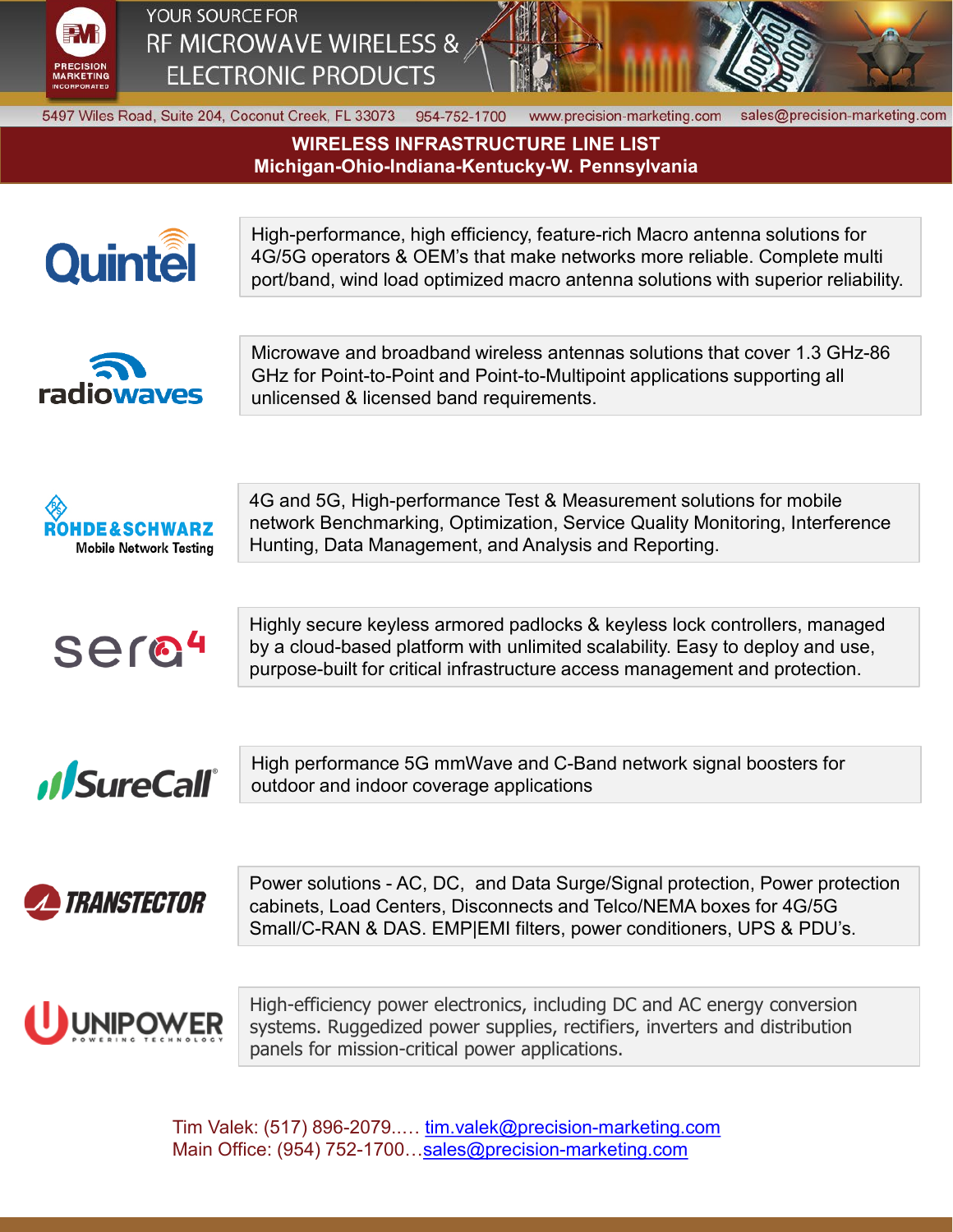PRECISION MARKETING INCORPORATED

YOUR SOURCE FOR RF MICROWAVE WIRELESS & ELECTRONIC PRODUCTS

5497 Wiles Road, Suite 204, Coconut Creek, FL 33073 954-752-1700 www.precision-marketing.com sales@precision-marketing.com

# WIRELESS INFRASTRUCTURE LINE LIST
## Michigan-Ohio-Indiana-Kentucky-W. Pennsylvania

| | |
|---|---|
| Quintel | High-performance, high efficiency, feature-rich Macro antenna solutions for 4G/5G operators & OEM's that make networks more reliable. Complete multi port/band, wind load optimized macro antenna solutions with superior reliability. |
| radiowaves | Microwave and broadband wireless antennas solutions that cover 1.3 GHz-86 GHz for Point-to-Point and Point-to-Multipoint applications supporting all unlicensed & licensed band requirements. |
| ROHDE&SCHWARZ Mobile Network Testing | 4G and 5G, High-performance Test & Measurement solutions for mobile network Benchmarking, Optimization, Service Quality Monitoring, Interference Hunting, Data Management, and Analysis and Reporting. |
| sera4 | Highly secure keyless armored padlocks & keyless lock controllers, managed by a cloud-based platform with unlimited scalability. Easy to deploy and use, purpose-built for critical infrastructure access management and protection. |
| SureCall | High performance 5G mmWave and C-Band network signal boosters for outdoor and indoor coverage applications |
| TRANSTECTOR | Power solutions - AC, DC, and Data Surge/Signal protection, Power protection cabinets, Load Centers, Disconnects and Telco/NEMA boxes for 4G/5G Small/C-RAN & DAS. EMP\|EMI filters, power conditioners, UPS & PDU's. |
| UNIPOWER POWERING TECHNOLOGY | High-efficiency power electronics, including DC and AC energy conversion systems. Ruggedized power supplies, rectifiers, inverters and distribution panels for mission-critical power applications. |

Tim Valek: (517) 896-2079..... tim.valek@precision-marketing.com
Main Office: (954) 752-1700...sales@precision-marketing.com